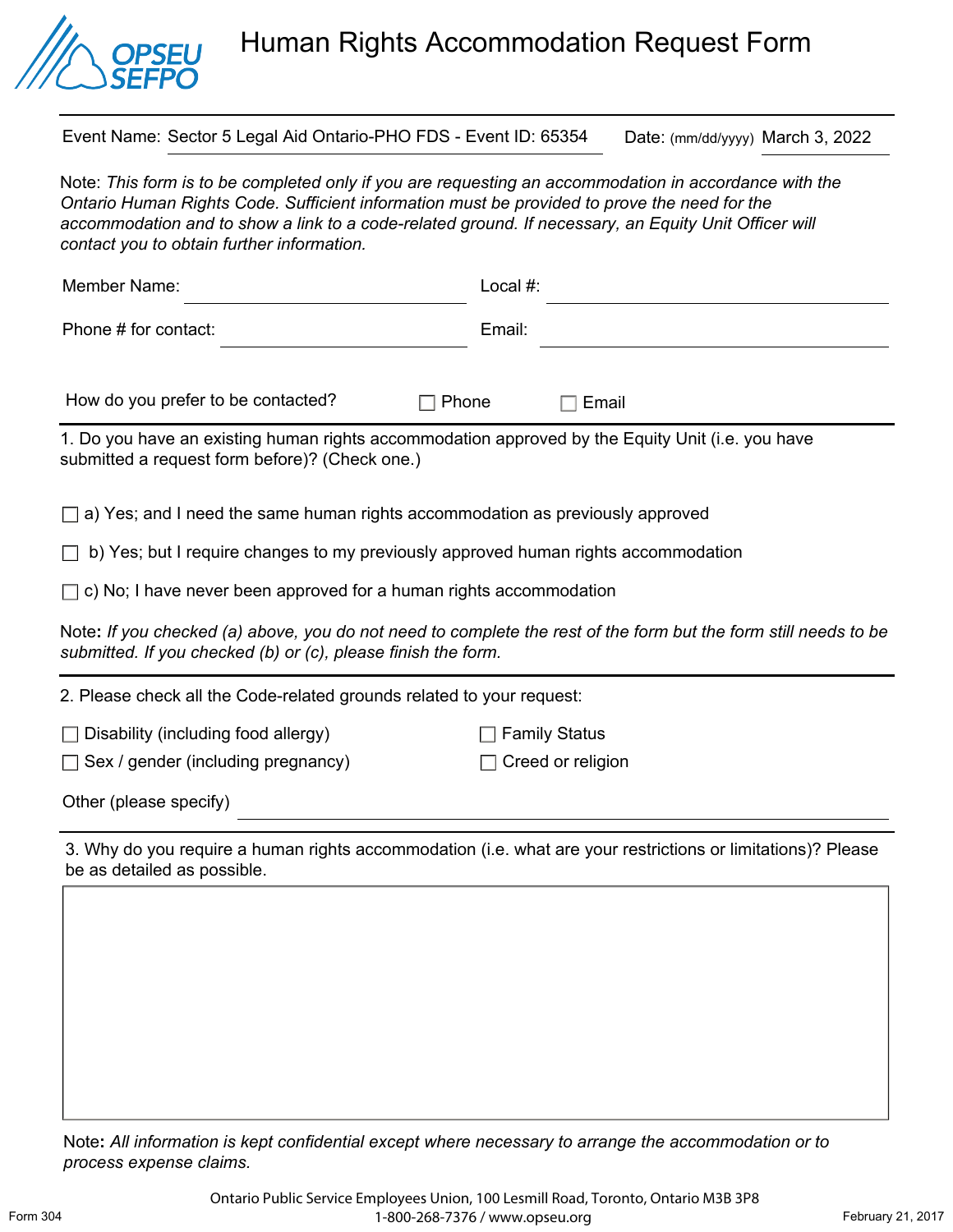# Human Rights Accommodation Request Form

Event Name: Sector 5 Legal Aid Ontario-PHO FDS - Event ID: 65354 Date: (mm/dd/yyyy) March 3, 2022

Note: *This form is to be completed only if you are requesting an accommodation in accordance with the Ontario Human Rights Code. Sufficient information must be provided to prove the need for the accommodation and to show a link to a code-related ground. If necessary, an Equity Unit Officer will contact you to obtain further information.*

Member Name: ______________________ Local #: ______________________

Phone # for contact: ______________________ Email: ______________________

How do you prefer to be contacted? ☐ Phone ☐ Email

1. Do you have an existing human rights accommodation approved by the Equity Unit (i.e. you have submitted a request form before)? (Check one.)

☐ a) Yes; and I need the same human rights accommodation as previously approved

☐ b) Yes; but I require changes to my previously approved human rights accommodation

☐ c) No; I have never been approved for a human rights accommodation

Note**:** *If you checked (a) above, you do not need to complete the rest of the form but the form still needs to be submitted. If you checked (b) or (c), please finish the form.*

2. Please check all the Code-related grounds related to your request:

☐ Disability (including food allergy)

☐ Sex / gender (including pregnancy)

☐ Family Status

☐ Creed or religion

Other (please specify) ______________________

3. Why do you require a human rights accommodation (i.e. what are your restrictions or limitations)? Please be as detailed as possible.

Note**:** *All information is kept confidential except where necessary to arrange the accommodation or to process expense claims.*

Ontario Public Service Employees Union, 100 Lesmill Road, Toronto, Ontario M3B 3P8
1-800-268-7376 / www.opseu.org

Form 304 February 21, 2017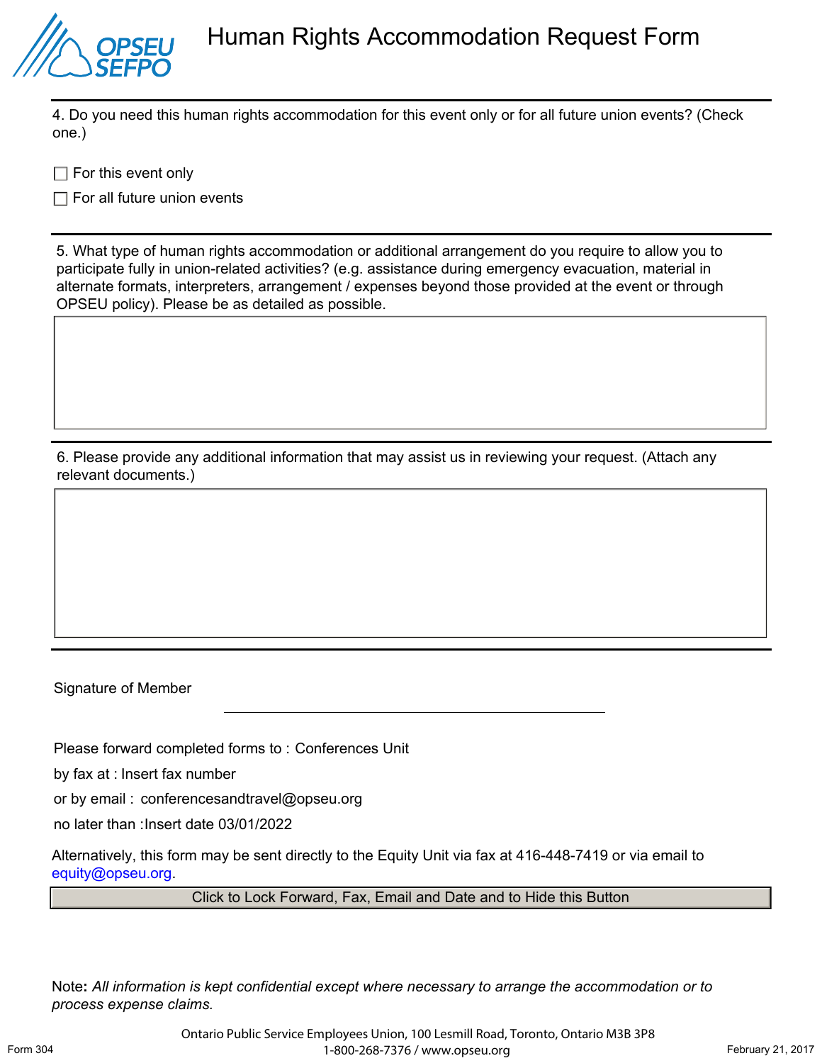# Human Rights Accommodation Request Form

4. Do you need this human rights accommodation for this event only or for all future union events? (Check one.)

- ☐ For this event only
- ☐ For all future union events

5. What type of human rights accommodation or additional arrangement do you require to allow you to participate fully in union-related activities? (e.g. assistance during emergency evacuation, material in alternate formats, interpreters, arrangement / expenses beyond those provided at the event or through OPSEU policy). Please be as detailed as possible.

6. Please provide any additional information that may assist us in reviewing your request. (Attach any relevant documents.)

Signature of Member \_\_\_\_\_\_\_\_\_\_\_\_\_\_\_\_\_\_\_\_\_\_\_\_\_\_\_\_\_\_\_\_\_\_\_\_\_\_\_\_

Please forward completed forms to : Conferences Unit

by fax at : Insert fax number

or by email : conferencesandtravel@opseu.org

no later than :Insert date 03/01/2022

Alternatively, this form may be sent directly to the Equity Unit via fax at 416-448-7419 or via email to equity@opseu.org.

Click to Lock Forward, Fax, Email and Date and to Hide this Button

Note: *All information is kept confidential except where necessary to arrange the accommodation or to process expense claims.*

Form 304

Ontario Public Service Employees Union, 100 Lesmill Road, Toronto, Ontario M3B 3P8
1-800-268-7376 / www.opseu.org

February 21, 2017